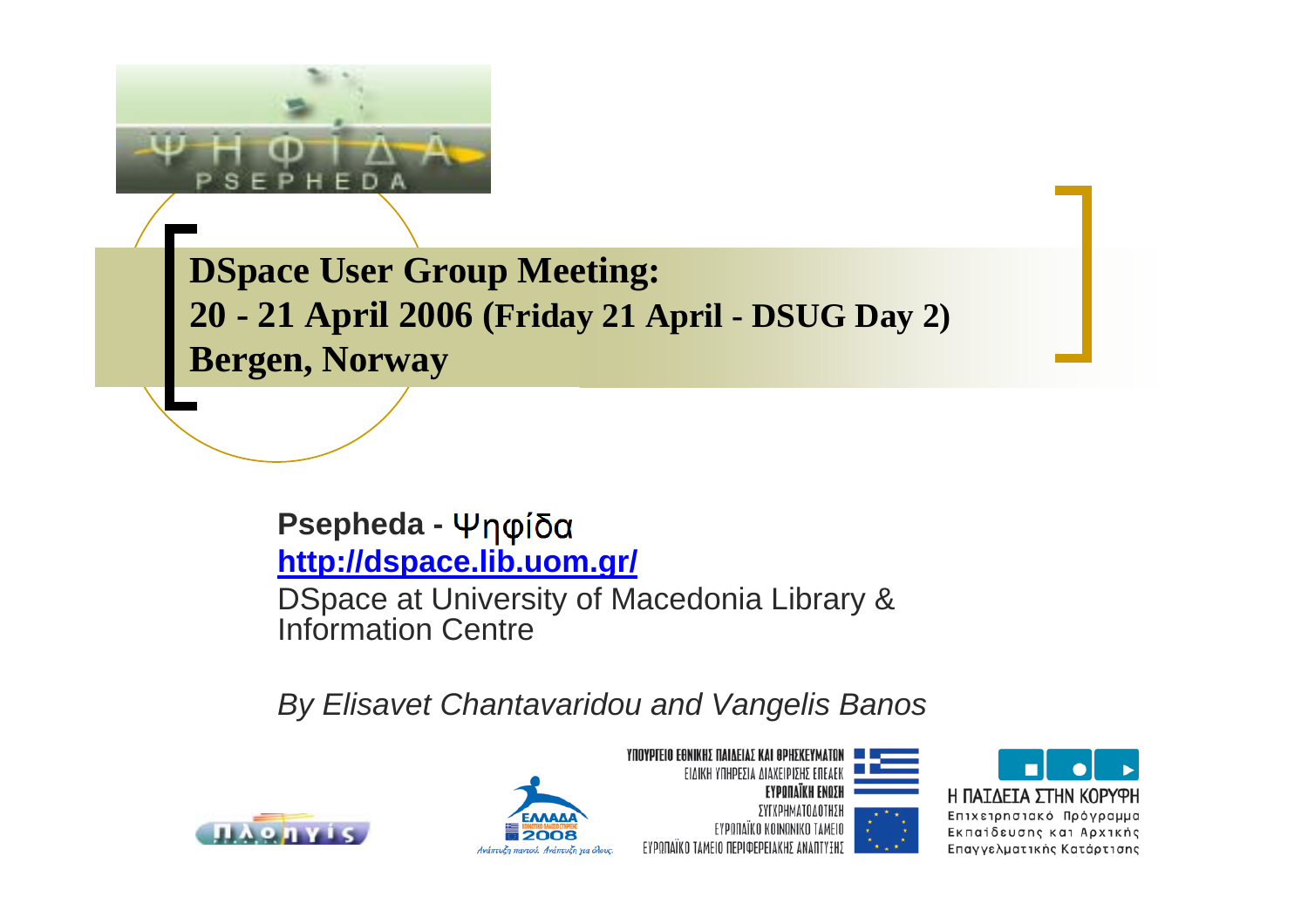# DSpace User Group Meeting:
# 20 - 21 April 2006 (Friday 21 April - DSUG Day 2)
# Bergen, Norway

**Psepheda -** Ψηφίδα

**http://dspace.lib.uom.gr/**

DSpace at University of Macedonia Library & Information Centre

*By Elisavet Chantavaridou and Vangelis Banos*

ΥΠΟΥΡΓΕΙΟ ΕΘΝΙΚΗΣ ΠΑΙΔΕΙΑΣ ΚΑΙ ΘΡΗΣΚΕΥΜΑΤΩΝ
ΕΙΔΙΚΗ ΥΠΗΡΕΣΙΑ ΔΙΑΧΕΙΡΙΣΗΣ ΕΠΕΑΕΚ
ΕΥΡΩΠΑΪΚΗ ΕΝΩΣΗ
ΣΥΓΧΡΗΜΑΤΟΔΟΤΗΣΗ
ΕΥΡΩΠΑΪΚΟ ΚΟΙΝΩΝΙΚΟ ΤΑΜΕΙΟ
ΕΥΡΩΠΑΪΚΟ ΤΑΜΕΙΟ ΠΕΡΙΦΕΡΕΙΑΚΗΣ ΑΝΑΠΤΥΞΗΣ

Η ΠΑΙΔΕΙΑ ΣΤΗΝ ΚΟΡΥΦΗ
Επιχειρησιακό Πρόγραμμα Εκπαίδευσης και Αρχικής Επαγγελματικής Κατάρτισης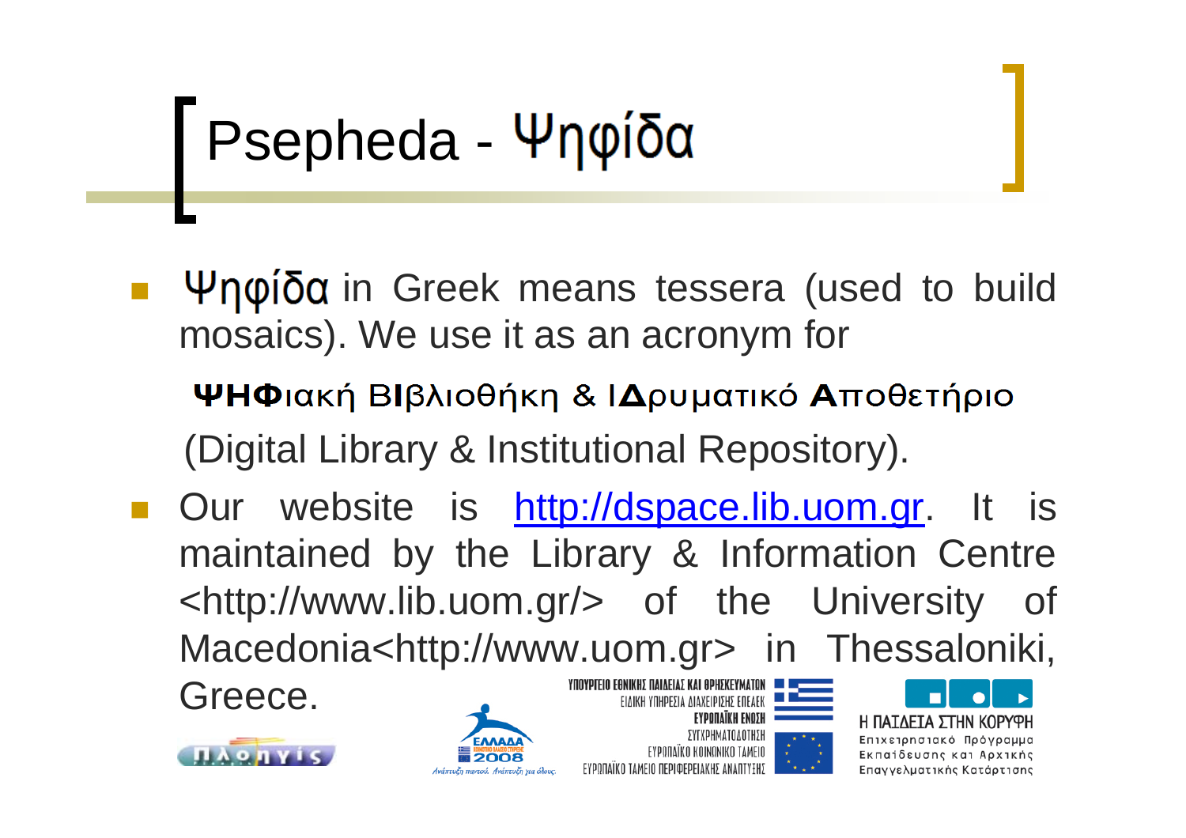# Psepheda - Ψηφίδα

- Ψηφίδα in Greek means tessera (used to build mosaics). We use it as an acronym for

  **ΨΗΦ**ιακή **ΒΙ**βλιοθήκη & **ΙΔ**ρυματικό **Α**ποθετήριο

  (Digital Library & Institutional Repository).

- Our website is http://dspace.lib.uom.gr. It is maintained by the Library & Information Centre <http://www.lib.uom.gr/> of the University of Macedonia<http://www.uom.gr> in Thessaloniki, Greece.

ΠΛΟΗΓΙΣ

ΕΛΛΑΔΑ 2008 — Ανάπτυξη παντού. Ανάπτυξη για όλους.

ΥΠΟΥΡΓΕΙΟ ΕΘΝΙΚΗΣ ΠΑΙΔΕΙΑΣ ΚΑΙ ΘΡΗΣΚΕΥΜΑΤΩΝ
ΕΙΔΙΚΗ ΥΠΗΡΕΣΙΑ ΔΙΑΧΕΙΡΙΣΗΣ ΕΠΕΑΕΚ
ΕΥΡΩΠΑΪΚΗ ΕΝΩΣΗ
ΣΥΓΧΡΗΜΑΤΟΔΟΤΗΣΗ
ΕΥΡΩΠΑΪΚΟ ΚΟΙΝΩΝΙΚΟ ΤΑΜΕΙΟ
ΕΥΡΩΠΑΪΚΟ ΤΑΜΕΙΟ ΠΕΡΙΦΕΡΕΙΑΚΗΣ ΑΝΑΠΤΥΞΗΣ

Η ΠΑΙΔΕΙΑ ΣΤΗΝ ΚΟΡΥΦΗ
Επιχειρησιακό Πρόγραμμα Εκπαίδευσης και Αρχικής Επαγγελματικής Κατάρτισης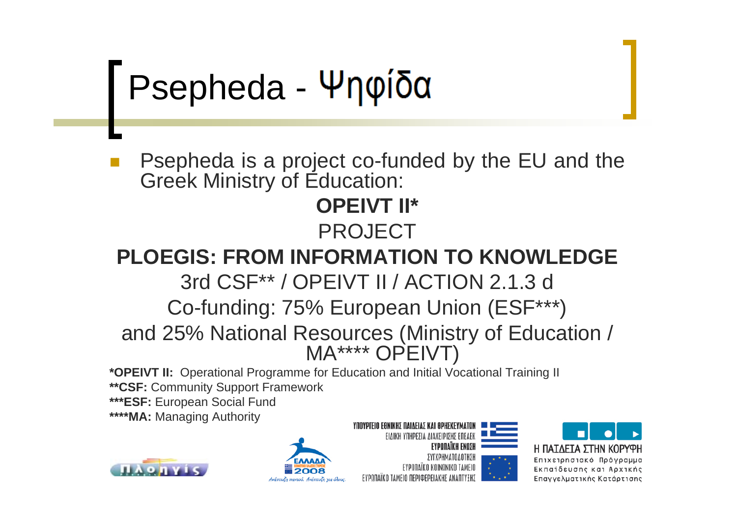# Psepheda - Ψηφίδα

- Psepheda is a project co-funded by the EU and the Greek Ministry of Education:

**OPEIVT II***

PROJECT

**PLOEGIS: FROM INFORMATION TO KNOWLEDGE**

3rd CSF** / OPEIVT II / ACTION 2.1.3 d

Co-funding: 75% European Union (ESF***)

and 25% National Resources (Ministry of Education / MA**** OPEIVT)

***OPEIVT II:** Operational Programme for Education and Initial Vocational Training II

****CSF:** Community Support Framework

*****ESF:** European Social Fund

******MA:** Managing Authority

ΠΛΟΗΓΙΣ

ΕΛΛΑΔΑ 2008

Ανάπτυξη παντού. Ανάπτυξη για όλους.

ΥΠΟΥΡΓΕΙΟ ΕΘΝΙΚΗΣ ΠΑΙΔΕΙΑΣ ΚΑΙ ΘΡΗΣΚΕΥΜΑΤΩΝ

ΕΙΔΙΚΗ ΥΠΗΡΕΣΙΑ ΔΙΑΧΕΙΡΙΣΗΣ ΕΠΕΑΕΚ

ΕΥΡΩΠΑΪΚΗ ΕΝΩΣΗ

ΣΥΓΧΡΗΜΑΤΟΔΟΤΗΣΗ

ΕΥΡΩΠΑΪΚΟ ΚΟΙΝΩΝΙΚΟ ΤΑΜΕΙΟ

ΕΥΡΩΠΑΪΚΟ ΤΑΜΕΙΟ ΠΕΡΙΦΕΡΕΙΑΚΗΣ ΑΝΑΠΤΥΞΗΣ

Η ΠΑΙΔΕΙΑ ΣΤΗΝ ΚΟΡΥΦΗ

Επιχειρησιακό Πρόγραμμα Εκπαίδευσης και Αρχικής Επαγγελματικής Κατάρτισης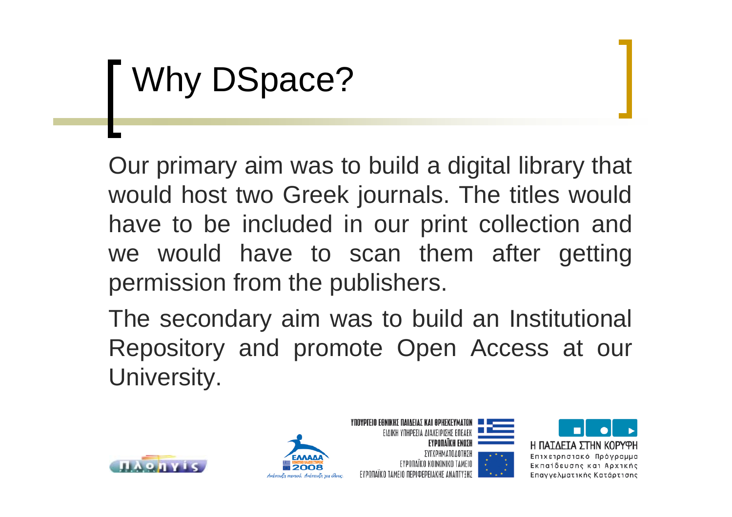# Why DSpace?

Our primary aim was to build a digital library that would host two Greek journals. The titles would have to be included in our print collection and we would have to scan them after getting permission from the publishers.

The secondary aim was to build an Institutional Repository and promote Open Access at our University.

ΥΠΟΥΡΓΕΙΟ ΕΘΝΙΚΗΣ ΠΑΙΔΕΙΑΣ ΚΑΙ ΘΡΗΣΚΕΥΜΑΤΩΝ
ΕΙΔΙΚΗ ΥΠΗΡΕΣΙΑ ΔΙΑΧΕΙΡΙΣΗΣ ΕΠΕΑΕΚ
ΕΥΡΩΠΑΪΚΗ ΕΝΩΣΗ
ΣΥΓΧΡΗΜΑΤΟΔΟΤΗΣΗ
ΕΥΡΩΠΑΪΚΟ ΚΟΙΝΩΝΙΚΟ ΤΑΜΕΙΟ
ΕΥΡΩΠΑΪΚΟ ΤΑΜΕΙΟ ΠΕΡΙΦΕΡΕΙΑΚΗΣ ΑΝΑΠΤΥΞΗΣ

Η ΠΑΙΔΕΙΑ ΣΤΗΝ ΚΟΡΥΦΗ
Επιχειρησιακό Πρόγραμμα
Εκπαίδευσης και Αρχικής
Επαγγελματικής Κατάρτισης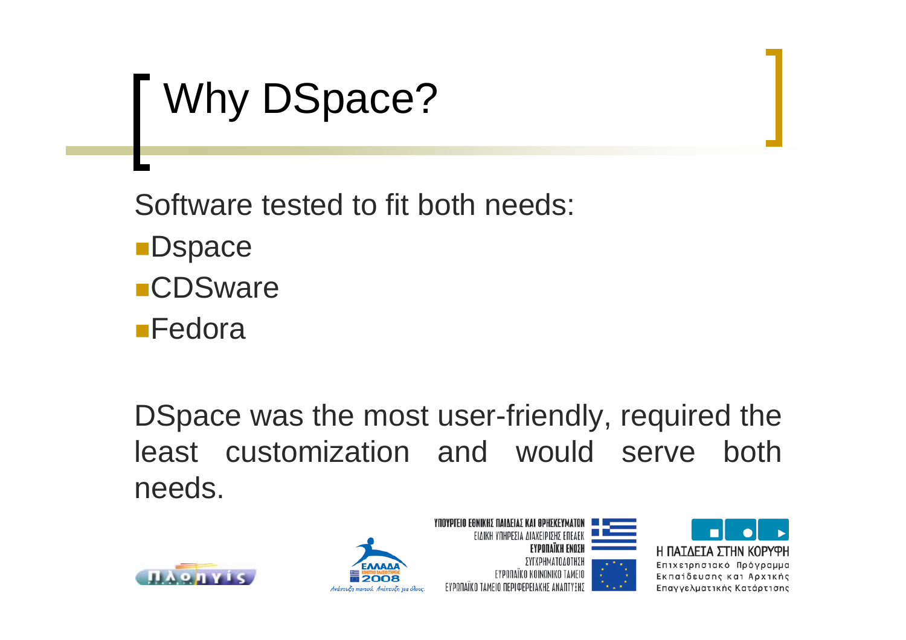# Why DSpace?

Software tested to fit both needs:

- Dspace
- CDSware
- Fedora

DSpace was the most user-friendly, required the least customization and would serve both needs.

ΥΠΟΥΡΓΕΙΟ ΕΘΝΙΚΗΣ ΠΑΙΔΕΙΑΣ ΚΑΙ ΘΡΗΣΚΕΥΜΑΤΩΝ
ΕΙΔΙΚΗ ΥΠΗΡΕΣΙΑ ΔΙΑΧΕΙΡΙΣΗΣ ΕΠΕΑΕΚ
ΕΥΡΩΠΑΪΚΗ ΕΝΩΣΗ
ΣΥΓΧΡΗΜΑΤΟΔΟΤΗΣΗ
ΕΥΡΩΠΑΪΚΟ ΚΟΙΝΩΝΙΚΟ ΤΑΜΕΙΟ
ΕΥΡΩΠΑΪΚΟ ΤΑΜΕΙΟ ΠΕΡΙΦΕΡΕΙΑΚΗΣ ΑΝΑΠΤΥΞΗΣ

Η ΠΑΙΔΕΙΑ ΣΤΗΝ ΚΟΡΥΦΗ
Επιχειρησιακό Πρόγραμμα Εκπαίδευσης και Αρχικής Επαγγελματικής Κατάρτισης

ΕΛΛΑΔΑ 2008
Ανάπτυξη παντού. Ανάπτυξη για όλους.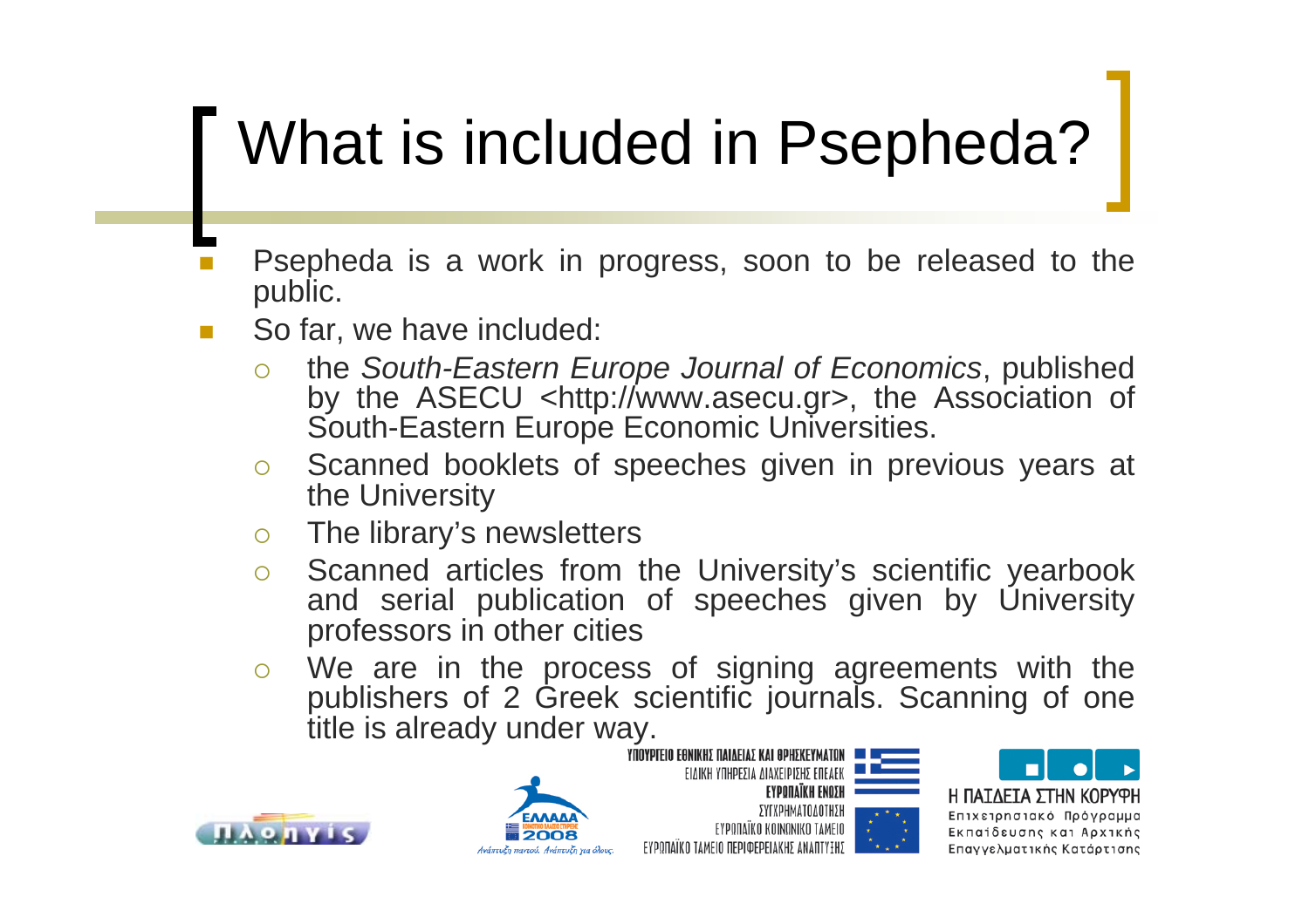# What is included in Psepheda?

- Psepheda is a work in progress, soon to be released to the public.
- So far, we have included:
  - the *South-Eastern Europe Journal of Economics*, published by the ASECU <http://www.asecu.gr>, the Association of South-Eastern Europe Economic Universities.
  - Scanned booklets of speeches given in previous years at the University
  - The library's newsletters
  - Scanned articles from the University's scientific yearbook and serial publication of speeches given by University professors in other cities
  - We are in the process of signing agreements with the publishers of 2 Greek scientific journals. Scanning of one title is already under way.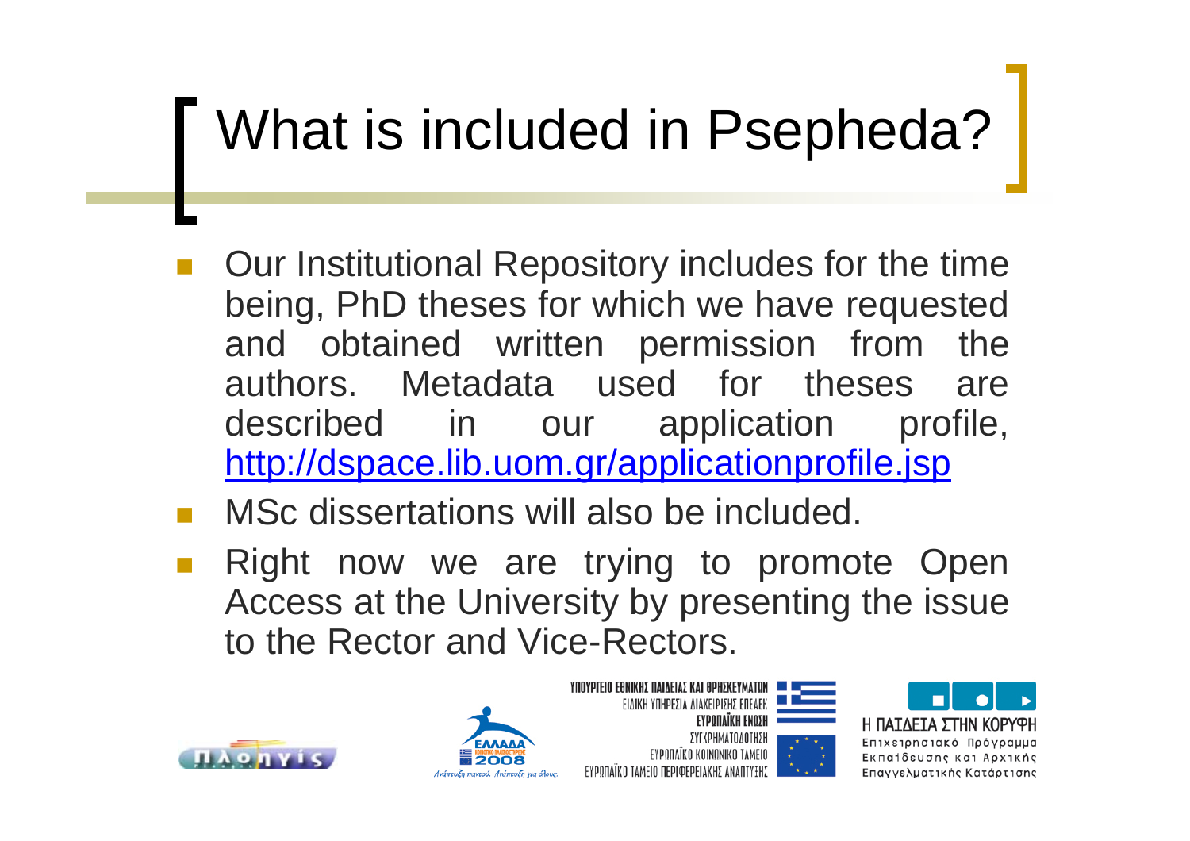# What is included in Psepheda?

- Our Institutional Repository includes for the time being, PhD theses for which we have requested and obtained written permission from the authors. Metadata used for theses are described in our application profile, http://dspace.lib.uom.gr/applicationprofile.jsp
- MSc dissertations will also be included.
- Right now we are trying to promote Open Access at the University by presenting the issue to the Rector and Vice-Rectors.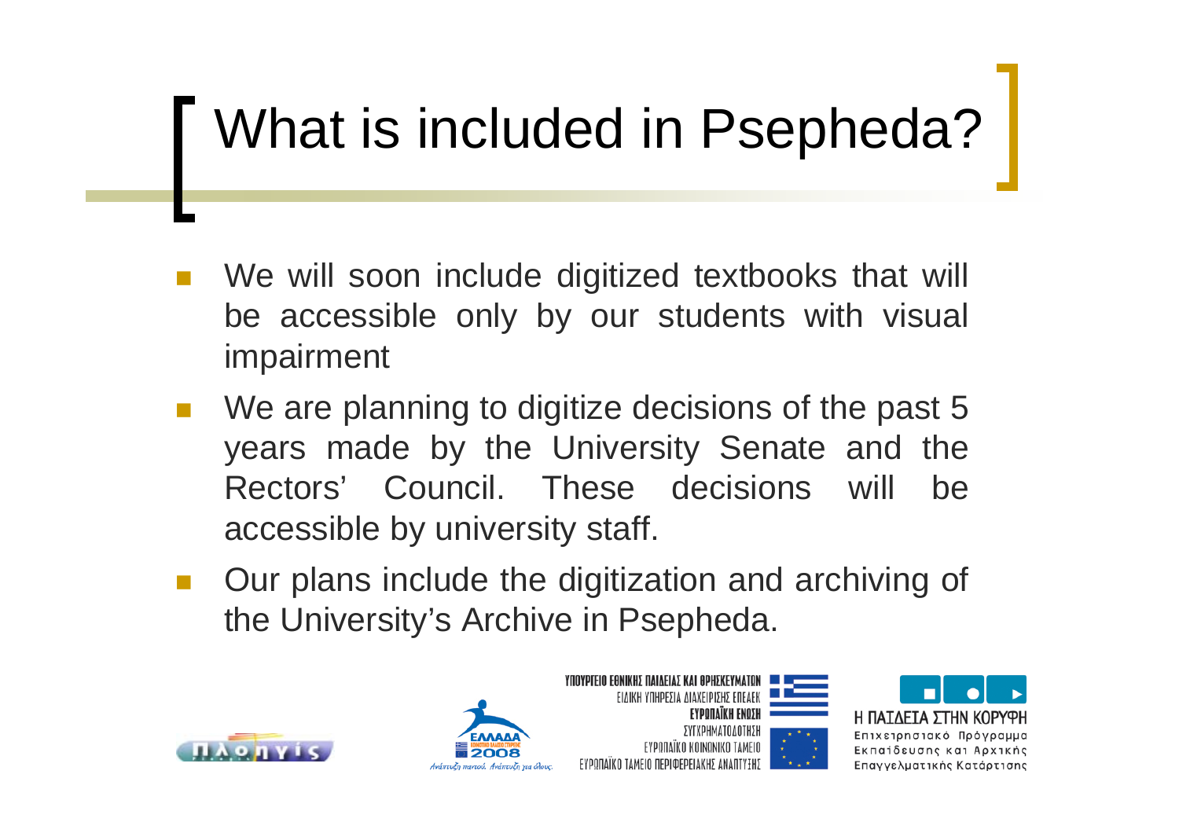# What is included in Psepheda?

- We will soon include digitized textbooks that will be accessible only by our students with visual impairment
- We are planning to digitize decisions of the past 5 years made by the University Senate and the Rectors' Council. These decisions will be accessible by university staff.
- Our plans include the digitization and archiving of the University's Archive in Psepheda.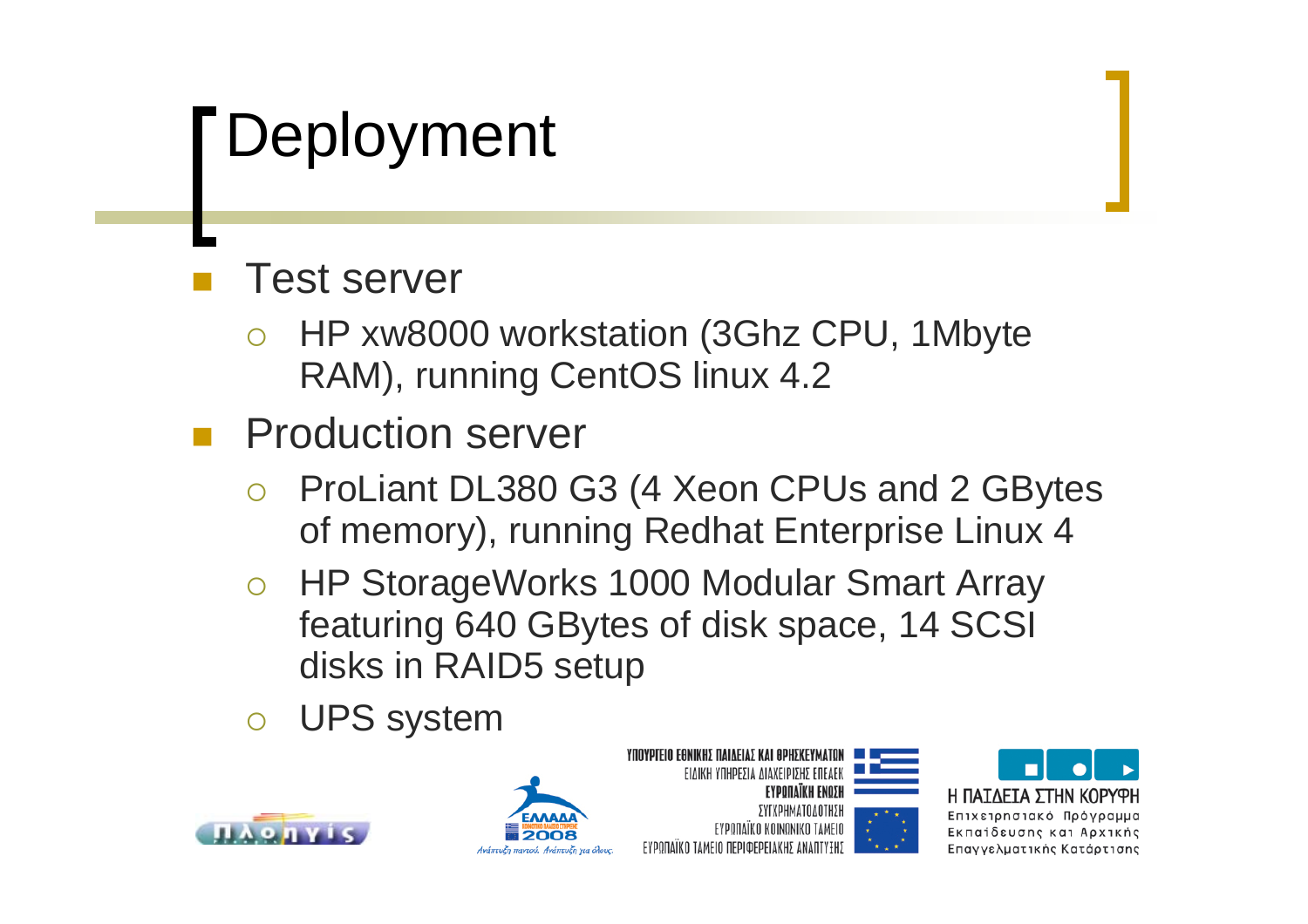# Deployment

- Test server
  - HP xw8000 workstation (3Ghz CPU, 1Mbyte RAM), running CentOS linux 4.2
- Production server
  - ProLiant DL380 G3 (4 Xeon CPUs and 2 GBytes of memory), running Redhat Enterprise Linux 4
  - HP StorageWorks 1000 Modular Smart Array featuring 640 GBytes of disk space, 14 SCSI disks in RAID5 setup
  - UPS system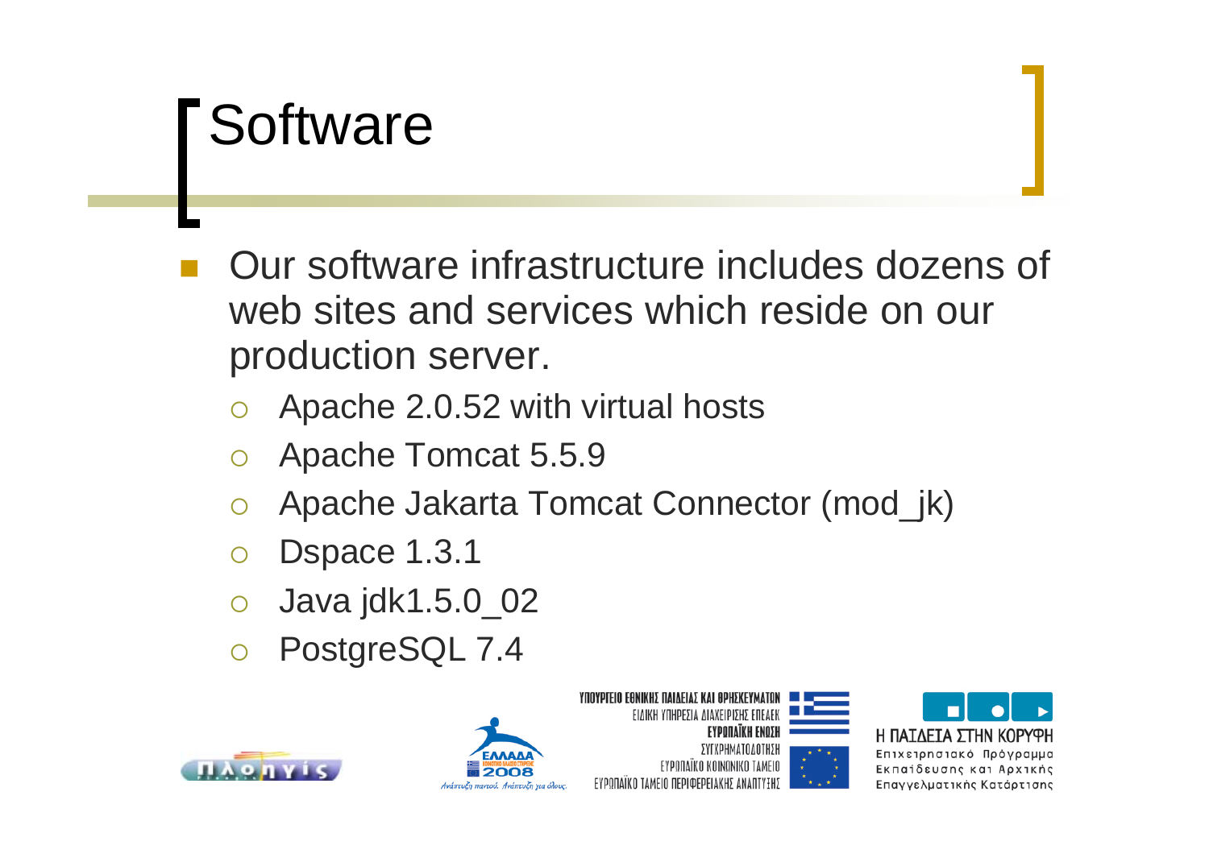# Software

- Our software infrastructure includes dozens of web sites and services which reside on our production server.
  - Apache 2.0.52 with virtual hosts
  - Apache Tomcat 5.5.9
  - Apache Jakarta Tomcat Connector (mod_jk)
  - Dspace 1.3.1
  - Java jdk1.5.0_02
  - PostgreSQL 7.4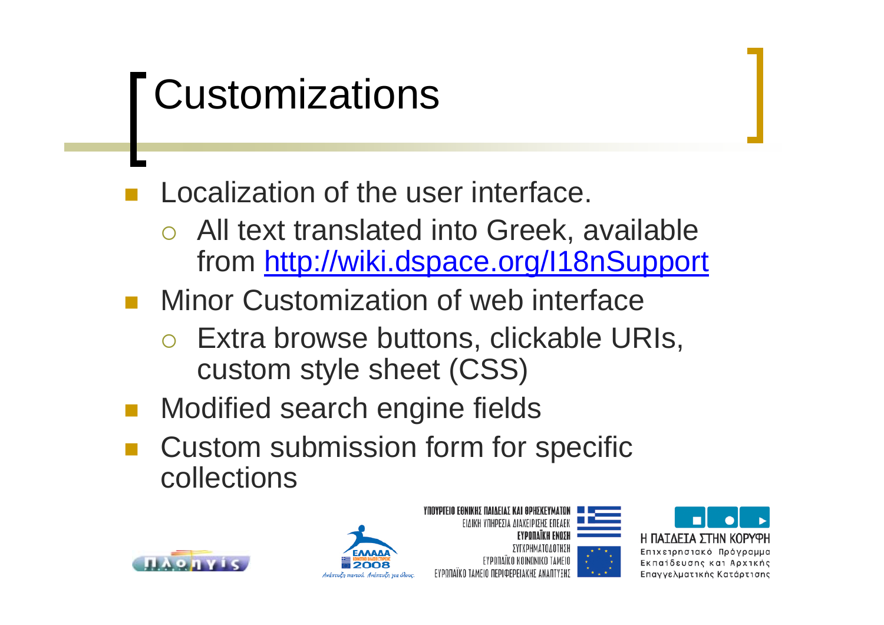# Customizations

- Localization of the user interface.
  - All text translated into Greek, available from [http://wiki.dspace.org/I18nSupport](http://wiki.dspace.org/I18nSupport)
- Minor Customization of web interface
  - Extra browse buttons, clickable URIs, custom style sheet (CSS)
- Modified search engine fields
- Custom submission form for specific collections

ΥΠΟΥΡΓΕΙΟ ΕΘΝΙΚΗΣ ΠΑΙΔΕΙΑΣ ΚΑΙ ΘΡΗΣΚΕΥΜΑΤΩΝ
ΕΙΔΙΚΗ ΥΠΗΡΕΣΙΑ ΔΙΑΧΕΙΡΙΣΗΣ ΕΠΕΑΕΚ
ΕΥΡΩΠΑΪΚΗ ΕΝΩΣΗ
ΣΥΓΧΡΗΜΑΤΟΔΟΤΗΣΗ
ΕΥΡΩΠΑΪΚΟ ΚΟΙΝΩΝΙΚΟ ΤΑΜΕΙΟ
ΕΥΡΩΠΑΪΚΟ ΤΑΜΕΙΟ ΠΕΡΙΦΕΡΕΙΑΚΗΣ ΑΝΑΠΤΥΞΗΣ

Η ΠΑΙΔΕΙΑ ΣΤΗΝ ΚΟΡΥΦΗ
Επιχειρησιακό Πρόγραμμα Εκπαίδευσης και Αρχικής Επαγγελματικής Κατάρτισης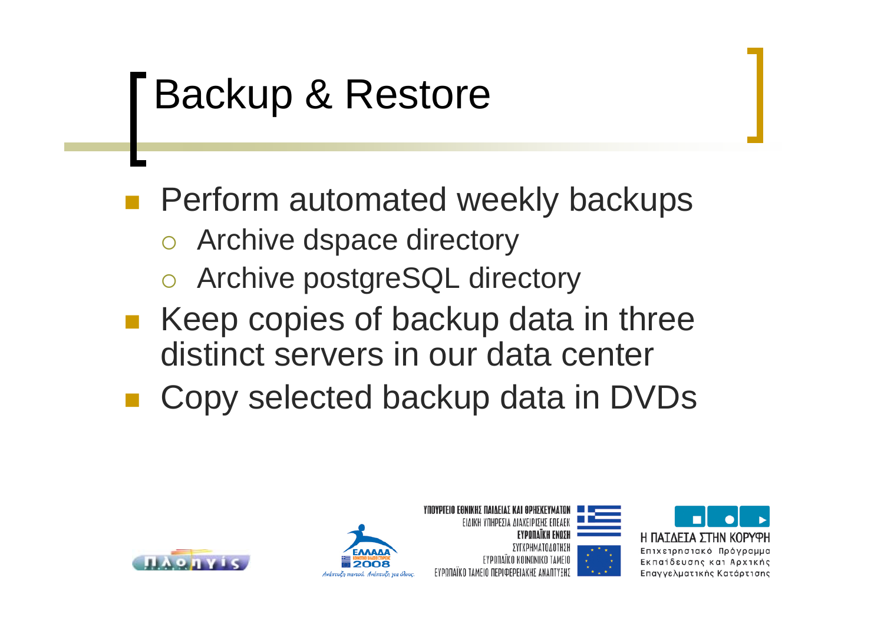# Backup & Restore

- Perform automated weekly backups
  - Archive dspace directory
  - Archive postgreSQL directory
- Keep copies of backup data in three distinct servers in our data center
- Copy selected backup data in DVDs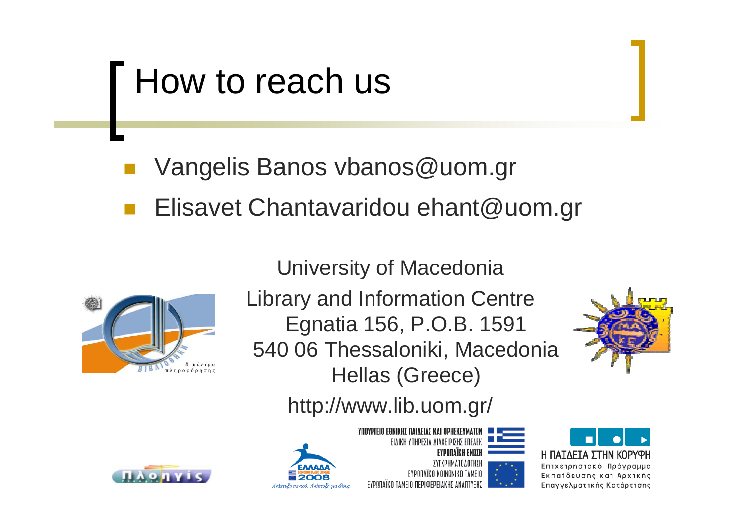# How to reach us

- Vangelis Banos vbanos@uom.gr
- Elisavet Chantavaridou ehant@uom.gr

University of Macedonia

Library and Information Centre

Egnatia 156, P.O.B. 1591

540 06 Thessaloniki, Macedonia

Hellas (Greece)

http://www.lib.uom.gr/

ΥΠΟΥΡΓΕΙΟ ΕΘΝΙΚΗΣ ΠΑΙΔΕΙΑΣ ΚΑΙ ΘΡΗΣΚΕΥΜΑΤΩΝ
ΕΙΔΙΚΗ ΥΠΗΡΕΣΙΑ ΔΙΑΧΕΙΡΙΣΗΣ ΕΠΕΑΕΚ
ΕΥΡΩΠΑΪΚΗ ΕΝΩΣΗ
ΣΥΓΧΡΗΜΑΤΟΔΟΤΗΣΗ
ΕΥΡΩΠΑΪΚΟ ΚΟΙΝΩΝΙΚΟ ΤΑΜΕΙΟ
ΕΥΡΩΠΑΪΚΟ ΤΑΜΕΙΟ ΠΕΡΙΦΕΡΕΙΑΚΗΣ ΑΝΑΠΤΥΞΗΣ

Η ΠΑΙΔΕΙΑ ΣΤΗΝ ΚΟΡΥΦΗ
Επιχειρησιακό Πρόγραμμα
Εκπαίδευσης και Αρχικής
Επαγγελματικής Κατάρτισης